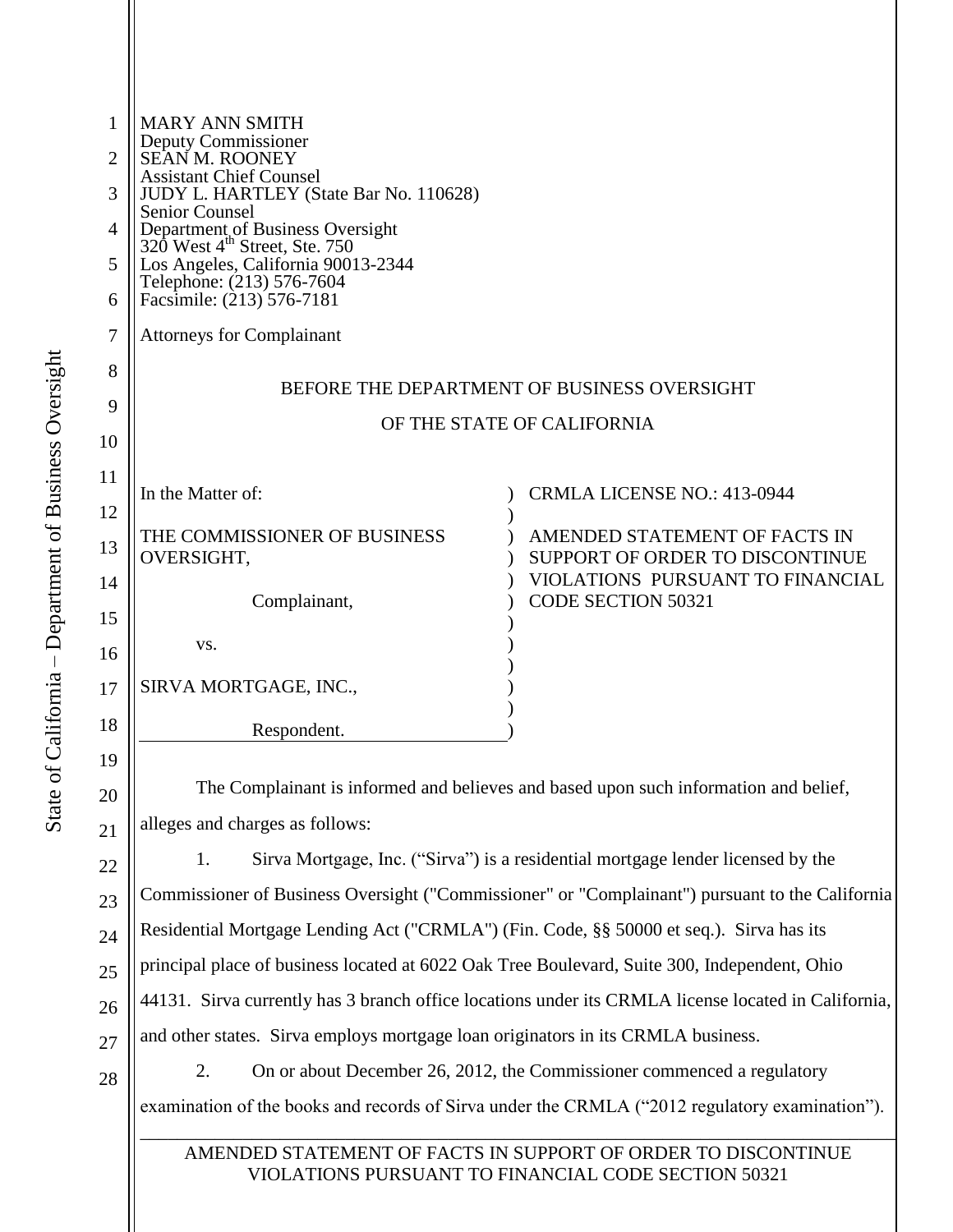MARY ANN SMITH
Deputy Commissioner
SEAN M. ROONEY
Assistant Chief Counsel
JUDY L. HARTLEY (State Bar No. 110628)
Senior Counsel
Department of Business Oversight
320 West 4th Street, Ste. 750
Los Angeles, California 90013-2344
Telephone: (213) 576-7604
Facsimile: (213) 576-7181

Attorneys for Complainant

BEFORE THE DEPARTMENT OF BUSINESS OVERSIGHT

OF THE STATE OF CALIFORNIA

In the Matter of:

THE COMMISSIONER OF BUSINESS OVERSIGHT,

Complainant,

vs.

SIRVA MORTGAGE, INC.,

Respondent.

CRMLA LICENSE NO.: 413-0944

AMENDED STATEMENT OF FACTS IN SUPPORT OF ORDER TO DISCONTINUE VIOLATIONS PURSUANT TO FINANCIAL CODE SECTION 50321

The Complainant is informed and believes and based upon such information and belief, alleges and charges as follows:

1. Sirva Mortgage, Inc. ("Sirva") is a residential mortgage lender licensed by the Commissioner of Business Oversight ("Commissioner" or "Complainant") pursuant to the California Residential Mortgage Lending Act ("CRMLA") (Fin. Code, §§ 50000 et seq.). Sirva has its principal place of business located at 6022 Oak Tree Boulevard, Suite 300, Independent, Ohio 44131. Sirva currently has 3 branch office locations under its CRMLA license located in California, and other states. Sirva employs mortgage loan originators in its CRMLA business.

2. On or about December 26, 2012, the Commissioner commenced a regulatory examination of the books and records of Sirva under the CRMLA ("2012 regulatory examination").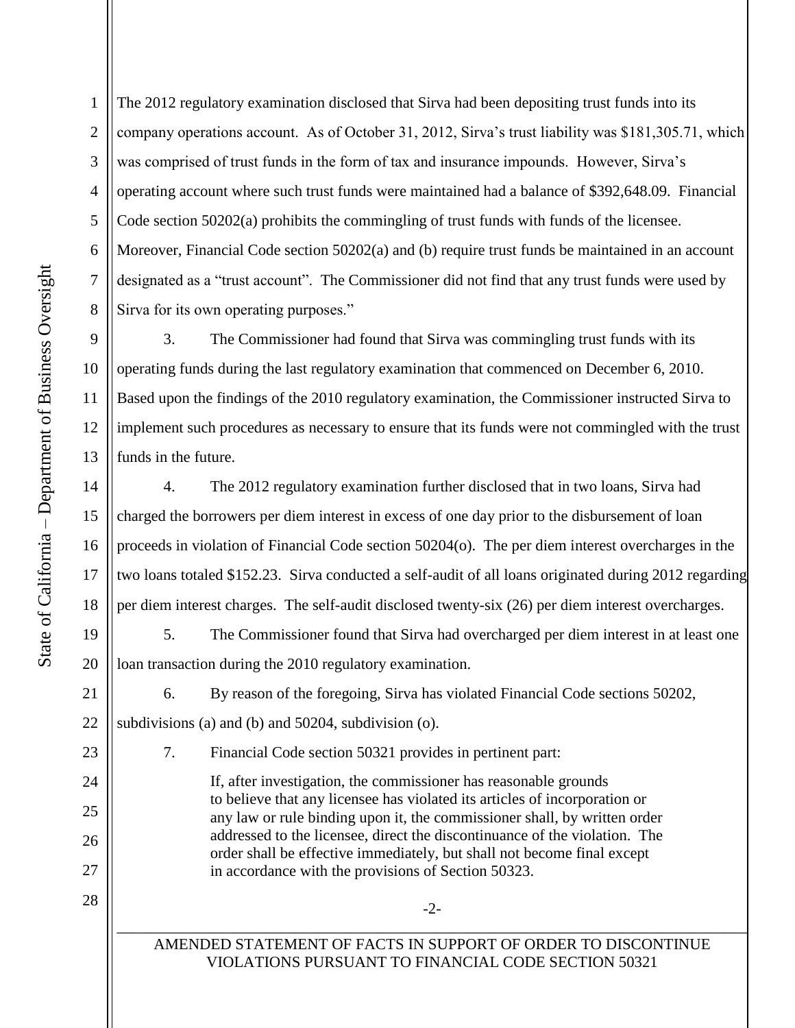The 2012 regulatory examination disclosed that Sirva had been depositing trust funds into its company operations account. As of October 31, 2012, Sirva's trust liability was $181,305.71, which was comprised of trust funds in the form of tax and insurance impounds. However, Sirva's operating account where such trust funds were maintained had a balance of $392,648.09. Financial Code section 50202(a) prohibits the commingling of trust funds with funds of the licensee. Moreover, Financial Code section 50202(a) and (b) require trust funds be maintained in an account designated as a "trust account". The Commissioner did not find that any trust funds were used by Sirva for its own operating purposes."

3. The Commissioner had found that Sirva was commingling trust funds with its operating funds during the last regulatory examination that commenced on December 6, 2010. Based upon the findings of the 2010 regulatory examination, the Commissioner instructed Sirva to implement such procedures as necessary to ensure that its funds were not commingled with the trust funds in the future.

4. The 2012 regulatory examination further disclosed that in two loans, Sirva had charged the borrowers per diem interest in excess of one day prior to the disbursement of loan proceeds in violation of Financial Code section 50204(o). The per diem interest overcharges in the two loans totaled $152.23. Sirva conducted a self-audit of all loans originated during 2012 regarding per diem interest charges. The self-audit disclosed twenty-six (26) per diem interest overcharges.

5. The Commissioner found that Sirva had overcharged per diem interest in at least one loan transaction during the 2010 regulatory examination.

6. By reason of the foregoing, Sirva has violated Financial Code sections 50202, subdivisions (a) and (b) and 50204, subdivision (o).

7. Financial Code section 50321 provides in pertinent part:

> If, after investigation, the commissioner has reasonable grounds to believe that any licensee has violated its articles of incorporation or any law or rule binding upon it, the commissioner shall, by written order addressed to the licensee, direct the discontinuance of the violation. The order shall be effective immediately, but shall not become final except in accordance with the provisions of Section 50323.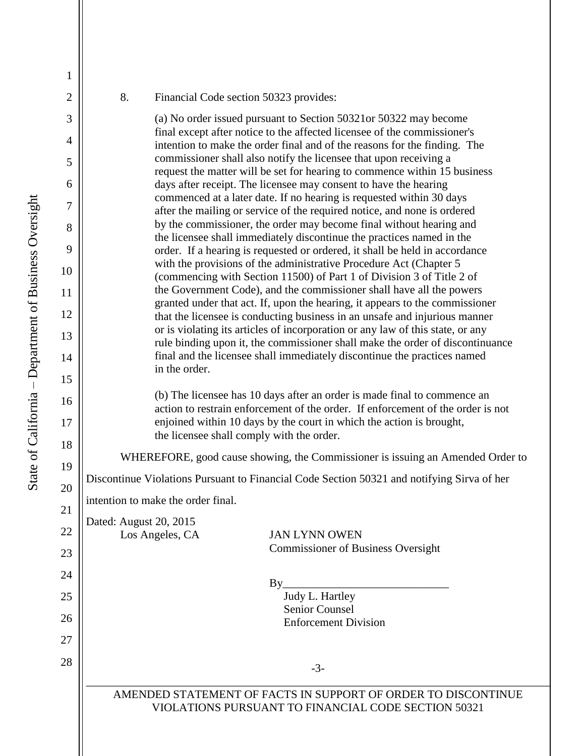8. Financial Code section 50323 provides:

> (a) No order issued pursuant to Section 50321or 50322 may become final except after notice to the affected licensee of the commissioner's intention to make the order final and of the reasons for the finding. The commissioner shall also notify the licensee that upon receiving a request the matter will be set for hearing to commence within 15 business days after receipt. The licensee may consent to have the hearing commenced at a later date. If no hearing is requested within 30 days after the mailing or service of the required notice, and none is ordered by the commissioner, the order may become final without hearing and the licensee shall immediately discontinue the practices named in the order. If a hearing is requested or ordered, it shall be held in accordance with the provisions of the administrative Procedure Act (Chapter 5 (commencing with Section 11500) of Part 1 of Division 3 of Title 2 of the Government Code), and the commissioner shall have all the powers granted under that act. If, upon the hearing, it appears to the commissioner that the licensee is conducting business in an unsafe and injurious manner or is violating its articles of incorporation or any law of this state, or any rule binding upon it, the commissioner shall make the order of discontinuance final and the licensee shall immediately discontinue the practices named in the order.
>
> (b) The licensee has 10 days after an order is made final to commence an action to restrain enforcement of the order. If enforcement of the order is not enjoined within 10 days by the court in which the action is brought, the licensee shall comply with the order.

WHEREFORE, good cause showing, the Commissioner is issuing an Amended Order to Discontinue Violations Pursuant to Financial Code Section 50321 and notifying Sirva of her intention to make the order final.

Dated: August 20, 2015
Los Angeles, CA

JAN LYNN OWEN
Commissioner of Business Oversight

By____________________________
Judy L. Hartley
Senior Counsel
Enforcement Division